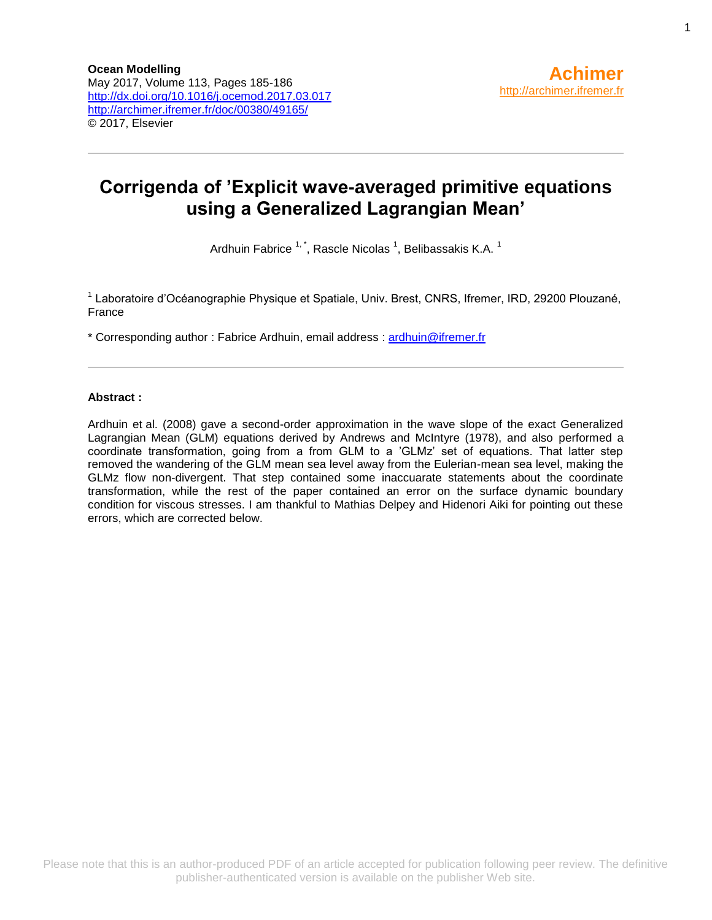Ocean Modelling
May 2017, Volume 113, Pages 185-186
http://dx.doi.org/10.1016/j.ocemod.2017.03.017
http://archimer.ifremer.fr/doc/00380/49165/
© 2017, Elsevier

Achimer
http://archimer.ifremer.fr

# Corrigenda of 'Explicit wave-averaged primitive equations using a Generalized Lagrangian Mean'

Ardhuin Fabrice [1,*], Rascle Nicolas [1], Belibassakis K.A. [1]

[1] Laboratoire d'Océanographie Physique et Spatiale, Univ. Brest, CNRS, Ifremer, IRD, 29200 Plouzané, France

* Corresponding author : Fabrice Ardhuin, email address : ardhuin@ifremer.fr

**Abstract :**

Ardhuin et al. (2008) gave a second-order approximation in the wave slope of the exact Generalized Lagrangian Mean (GLM) equations derived by Andrews and McIntyre (1978), and also performed a coordinate transformation, going from a from GLM to a 'GLMz' set of equations. That latter step removed the wandering of the GLM mean sea level away from the Eulerian-mean sea level, making the GLMz flow non-divergent. That step contained some inaccuarate statements about the coordinate transformation, while the rest of the paper contained an error on the surface dynamic boundary condition for viscous stresses. I am thankful to Mathias Delpey and Hidenori Aiki for pointing out these errors, which are corrected below.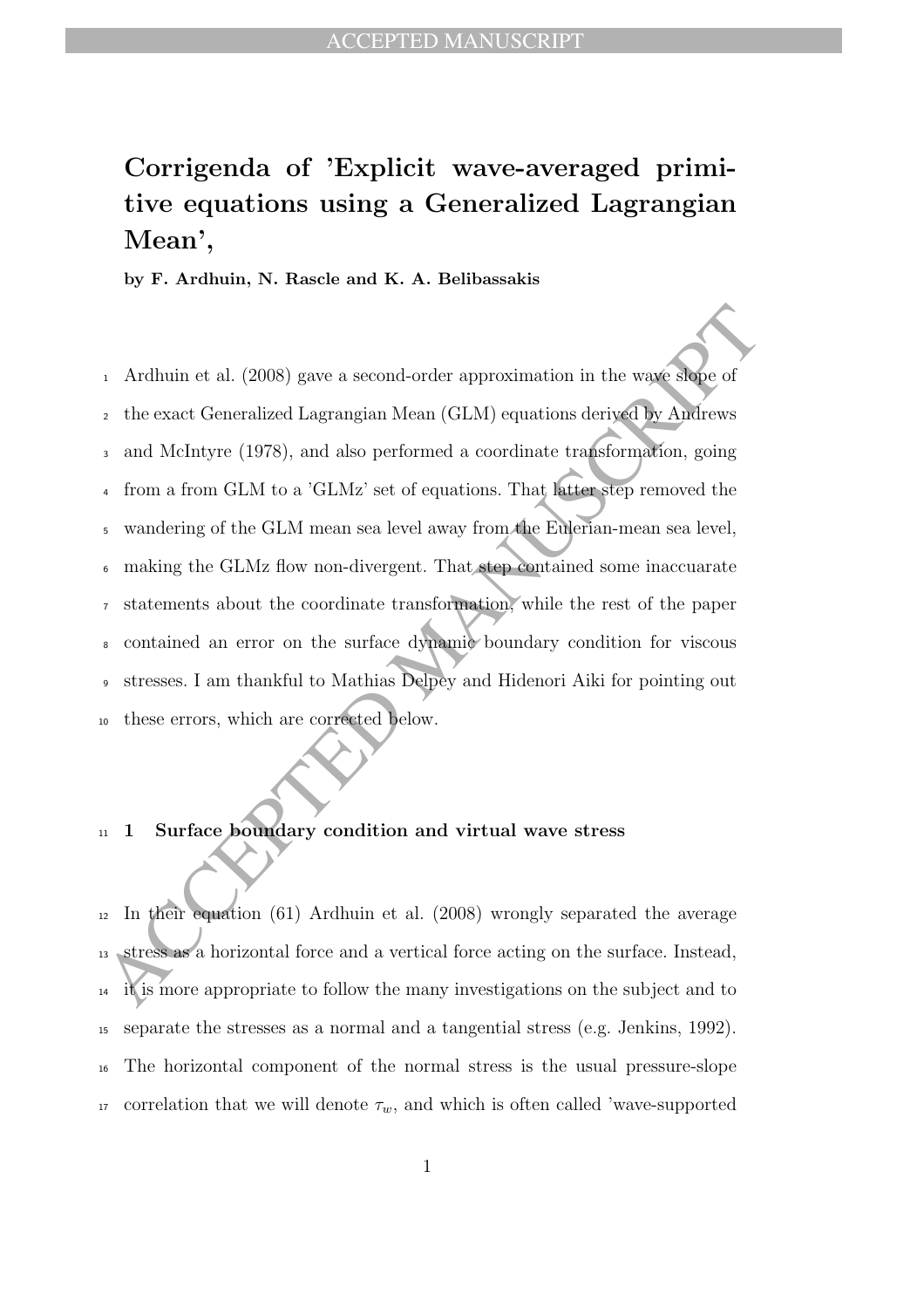# Corrigenda of 'Explicit wave-averaged primitive equations using a Generalized Lagrangian Mean',

**by F. Ardhuin, N. Rascle and K. A. Belibassakis**

Ardhuin et al. (2008) gave a second-order approximation in the wave slope of the exact Generalized Lagrangian Mean (GLM) equations derived by Andrews and McIntyre (1978), and also performed a coordinate transformation, going from a from GLM to a 'GLMz' set of equations. That latter step removed the wandering of the GLM mean sea level away from the Eulerian-mean sea level, making the GLMz flow non-divergent. That step contained some inaccuarate statements about the coordinate transformation, while the rest of the paper contained an error on the surface dynamic boundary condition for viscous stresses. I am thankful to Mathias Delpey and Hidenori Aiki for pointing out these errors, which are corrected below.

## 1 Surface boundary condition and virtual wave stress

In their equation (61) Ardhuin et al. (2008) wrongly separated the average stress as a horizontal force and a vertical force acting on the surface. Instead, it is more appropriate to follow the many investigations on the subject and to separate the stresses as a normal and a tangential stress (e.g. Jenkins, 1992). The horizontal component of the normal stress is the usual pressure-slope correlation that we will denote $\tau_w$, and which is often called 'wave-supported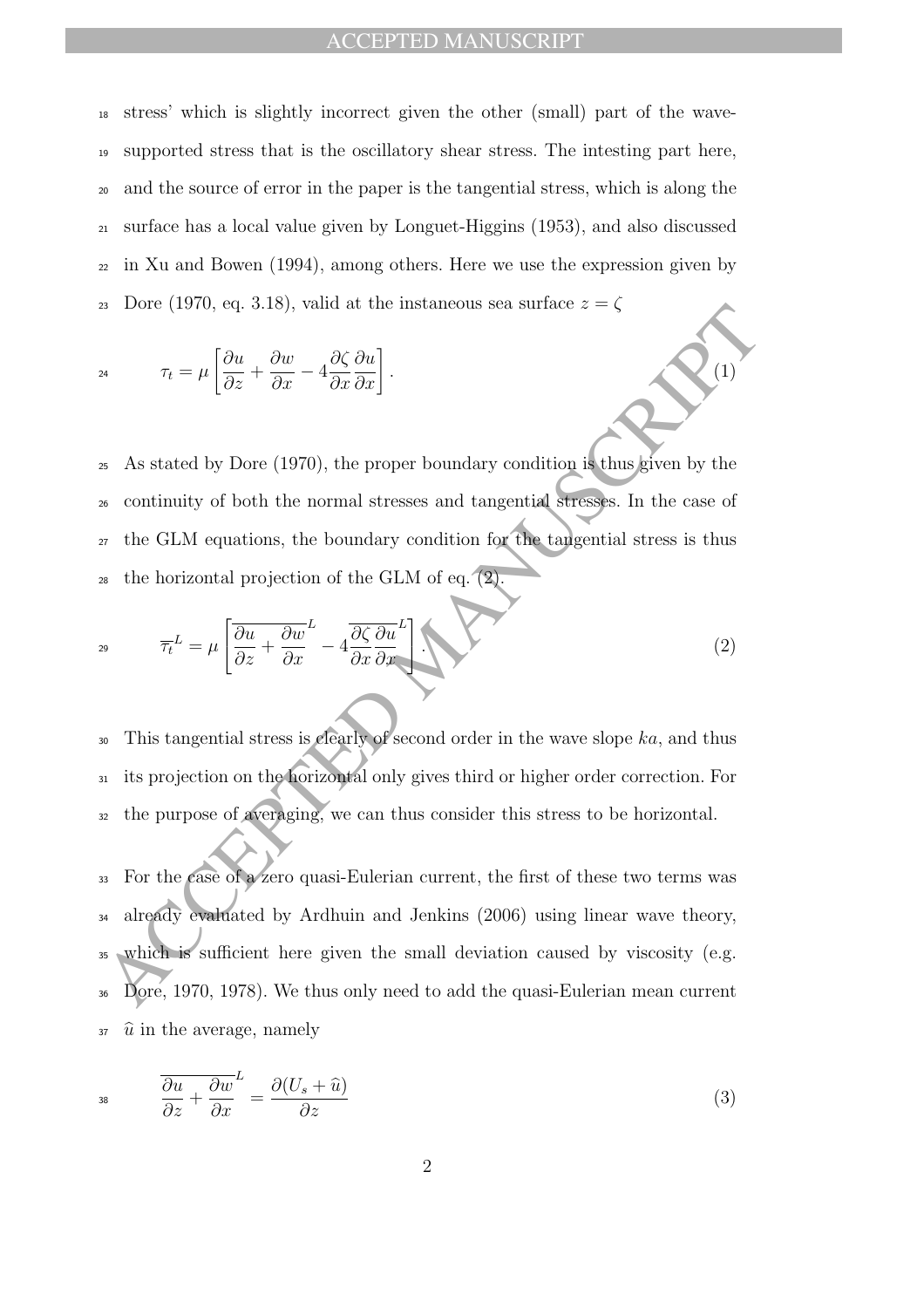stress' which is slightly incorrect given the other (small) part of the wave-supported stress that is the oscillatory shear stress. The intesting part here, and the source of error in the paper is the tangential stress, which is along the surface has a local value given by Longuet-Higgins (1953), and also discussed in Xu and Bowen (1994), among others. Here we use the expression given by Dore (1970, eq. 3.18), valid at the instaneous sea surface $z = \zeta$

$$\tau_t = \mu \left[ \frac{\partial u}{\partial z} + \frac{\partial w}{\partial x} - 4 \frac{\partial \zeta}{\partial x} \frac{\partial u}{\partial x} \right]. \tag{1}$$

As stated by Dore (1970), the proper boundary condition is thus given by the continuity of both the normal stresses and tangential stresses. In the case of the GLM equations, the boundary condition for the tangential stress is thus the horizontal projection of the GLM of eq. (2).

$$\overline{\tau_t}^L = \mu \left[ \overline{\frac{\partial u}{\partial z} + \frac{\partial w}{\partial x}}^L - 4 \overline{\frac{\partial \zeta}{\partial x} \frac{\partial u}{\partial x}}^L \right]. \tag{2}$$

This tangential stress is clearly of second order in the wave slope $ka$, and thus its projection on the horizontal only gives third or higher order correction. For the purpose of averaging, we can thus consider this stress to be horizontal.

For the case of a zero quasi-Eulerian current, the first of these two terms was already evaluated by Ardhuin and Jenkins (2006) using linear wave theory, which is sufficient here given the small deviation caused by viscosity (e.g. Dore, 1970, 1978). We thus only need to add the quasi-Eulerian mean current $\widehat{u}$ in the average, namely

$$\overline{\frac{\partial u}{\partial z} + \frac{\partial w}{\partial x}}^L = \frac{\partial (U_s + \widehat{u})}{\partial z} \tag{3}$$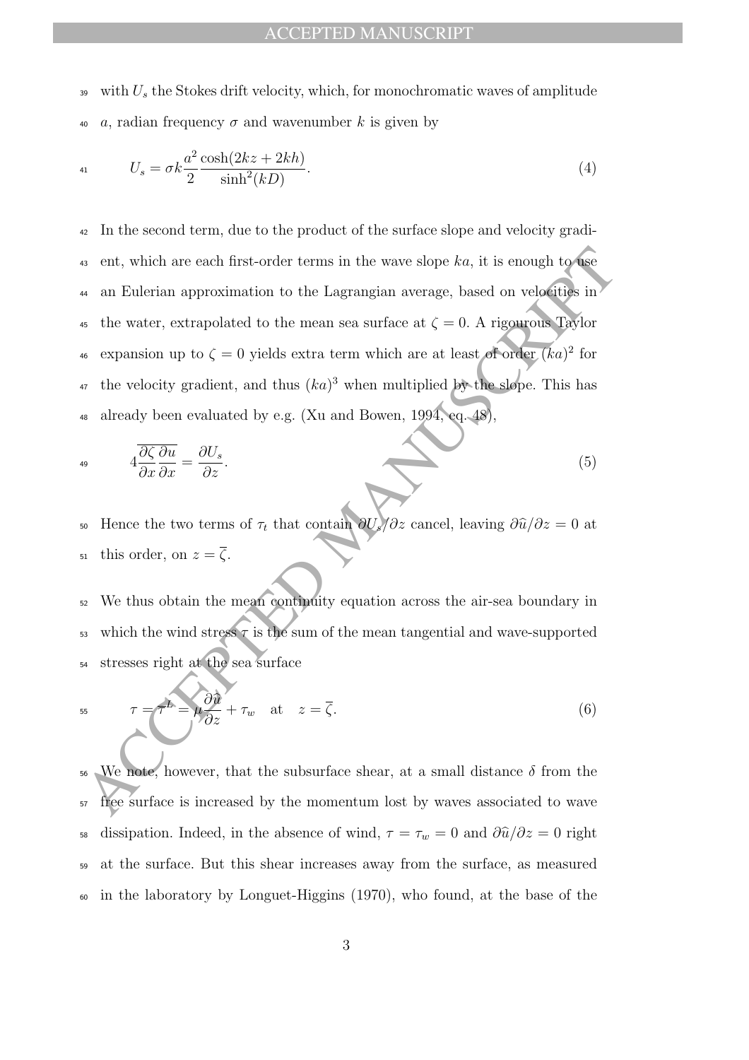with $U_s$ the Stokes drift velocity, which, for monochromatic waves of amplitude $a$, radian frequency $\sigma$ and wavenumber $k$ is given by

$$U_s = \sigma k \frac{a^2}{2} \frac{\cosh(2kz + 2kh)}{\sinh^2(kD)}. \tag{4}$$

In the second term, due to the product of the surface slope and velocity gradient, which are each first-order terms in the wave slope $ka$, it is enough to use an Eulerian approximation to the Lagrangian average, based on velocities in the water, extrapolated to the mean sea surface at $\zeta = 0$. A rigourous Taylor expansion up to $\zeta = 0$ yields extra term which are at least of order $(ka)^2$ for the velocity gradient, and thus $(ka)^3$ when multiplied by the slope. This has already been evaluated by e.g. (Xu and Bowen, 1994, eq. 48),

$$4\overline{\frac{\partial \zeta}{\partial x}\frac{\partial u}{\partial x}} = \frac{\partial U_s}{\partial z}. \tag{5}$$

Hence the two terms of $\tau_t$ that contain $\partial U_s/\partial z$ cancel, leaving $\partial \widehat{u}/\partial z = 0$ at this order, on $z = \overline{\zeta}$.

We thus obtain the mean continuity equation across the air-sea boundary in which the wind stress $\tau$ is the sum of the mean tangential and wave-supported stresses right at the sea surface

$$\tau = \overline{\tau}^L = \mu \frac{\partial \widehat{u}}{\partial z} + \tau_w \quad \text{at} \quad z = \overline{\zeta}. \tag{6}$$

We note, however, that the subsurface shear, at a small distance $\delta$ from the free surface is increased by the momentum lost by waves associated to wave dissipation. Indeed, in the absence of wind, $\tau = \tau_w = 0$ and $\partial \widehat{u}/\partial z = 0$ right at the surface. But this shear increases away from the surface, as measured in the laboratory by Longuet-Higgins (1970), who found, at the base of the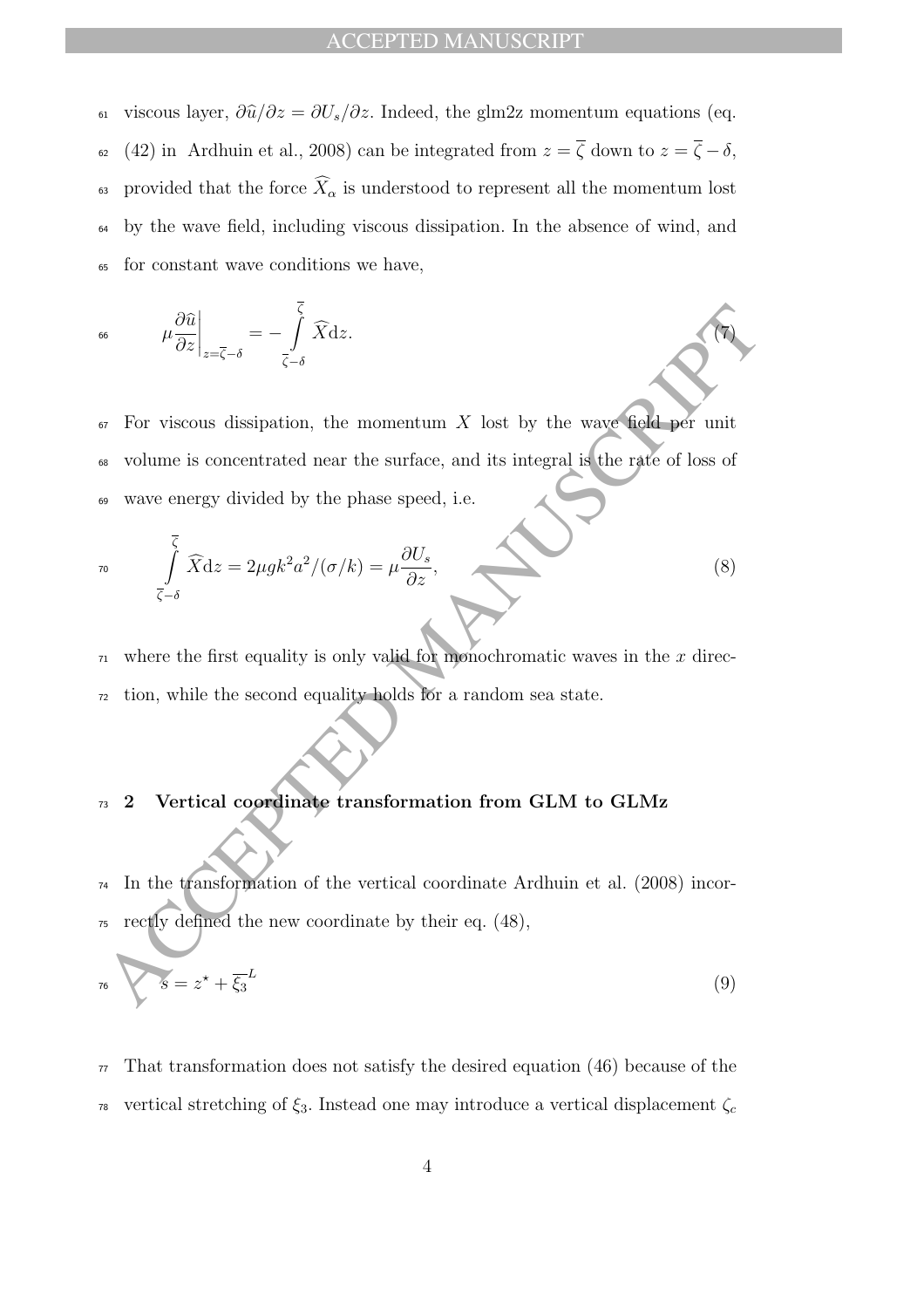viscous layer, $\partial\widehat{u}/\partial z = \partial U_s/\partial z$. Indeed, the glm2z momentum equations (eq. (42) in Ardhuin et al., 2008) can be integrated from $z = \overline{\zeta}$ down to $z = \overline{\zeta} - \delta$, provided that the force $\widehat{X}_\alpha$ is understood to represent all the momentum lost by the wave field, including viscous dissipation. In the absence of wind, and for constant wave conditions we have,

$$\mu \frac{\partial \widehat{u}}{\partial z}\bigg|_{z=\overline{\zeta}-\delta} = -\int_{\overline{\zeta}-\delta}^{\overline{\zeta}} \widehat{X} \mathrm{d}z. \tag{7}$$

For viscous dissipation, the momentum $X$ lost by the wave field per unit volume is concentrated near the surface, and its integral is the rate of loss of wave energy divided by the phase speed, i.e.

$$\int_{\overline{\zeta}-\delta}^{\overline{\zeta}} \widehat{X} \mathrm{d}z = 2\mu g k^2 a^2/(\sigma/k) = \mu \frac{\partial U_s}{\partial z}, \tag{8}$$

where the first equality is only valid for monochromatic waves in the $x$ direction, while the second equality holds for a random sea state.

## 2 Vertical coordinate transformation from GLM to GLMz

In the transformation of the vertical coordinate Ardhuin et al. (2008) incorrectly defined the new coordinate by their eq. (48),

$$s = z^\star + \overline{\xi_3}^L \tag{9}$$

That transformation does not satisfy the desired equation (46) because of the vertical stretching of $\xi_3$. Instead one may introduce a vertical displacement $\zeta_c$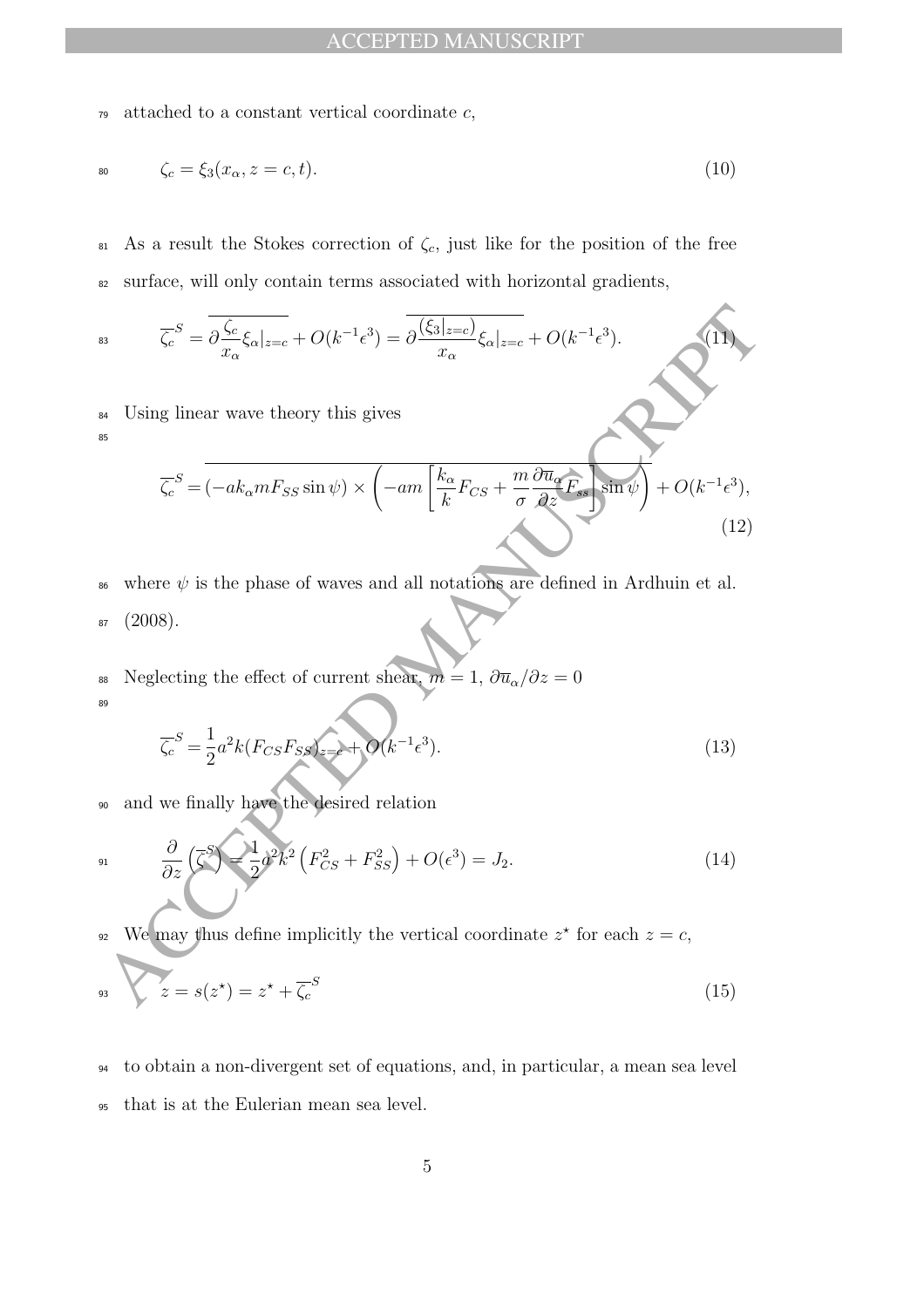attached to a constant vertical coordinate $c$,

$$\zeta_c = \xi_3(x_\alpha, z = c, t). \tag{10}$$

As a result the Stokes correction of $\zeta_c$, just like for the position of the free surface, will only contain terms associated with horizontal gradients,

$$\overline{\zeta_c}^S = \overline{\partial \frac{\zeta_c}{x_\alpha} \xi_\alpha|_{z=c}} + O(k^{-1}\epsilon^3) = \overline{\partial \frac{(\xi_3|_{z=c})}{x_\alpha} \xi_\alpha|_{z=c}} + O(k^{-1}\epsilon^3). \tag{11}$$

Using linear wave theory this gives

$$\overline{\zeta_c}^S = \overline{(-ak_\alpha m F_{SS} \sin\psi) \times \left( -am \left[ \frac{k_\alpha}{k} F_{CS} + \frac{m}{\sigma} \frac{\partial \overline{u}_\alpha}{\partial z} F_{ss} \right] \sin\psi \right)} + O(k^{-1}\epsilon^3), \tag{12}$$

where $\psi$ is the phase of waves and all notations are defined in Ardhuin et al. (2008).

Neglecting the effect of current shear, $m = 1$, $\partial \overline{u}_\alpha / \partial z = 0$

$$\overline{\zeta_c}^S = \frac{1}{2} a^2 k (F_{CS} F_{SS})_{z=c} + O(k^{-1}\epsilon^3). \tag{13}$$

and we finally have the desired relation

$$\frac{\partial}{\partial z} \left( \overline{\zeta}^S \right) = \frac{1}{2} a^2 k^2 \left( F_{CS}^2 + F_{SS}^2 \right) + O(\epsilon^3) = J_2. \tag{14}$$

We may thus define implicitly the vertical coordinate $z^\star$ for each $z = c$,

$$z = s(z^\star) = z^\star + \overline{\zeta_c}^S \tag{15}$$

to obtain a non-divergent set of equations, and, in particular, a mean sea level that is at the Eulerian mean sea level.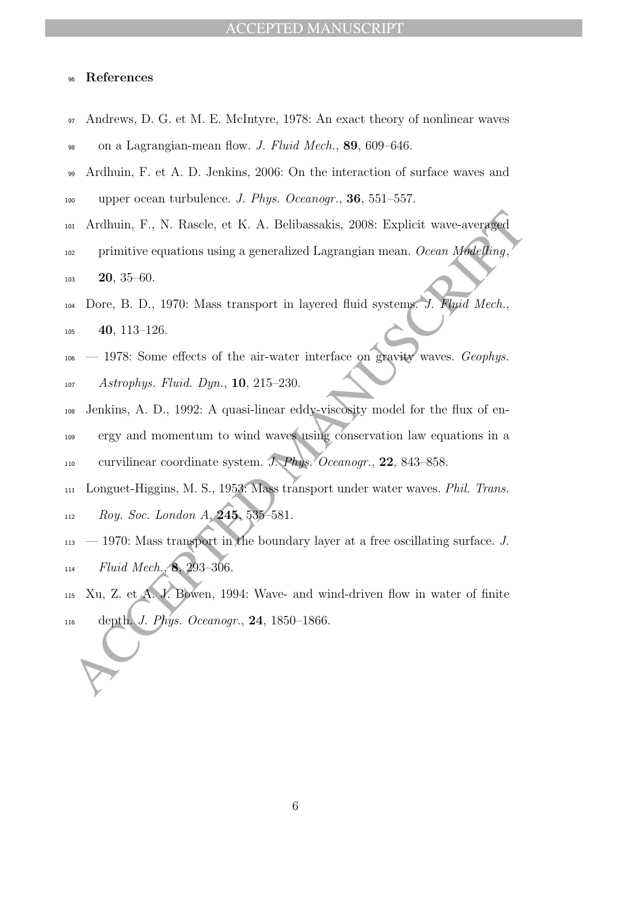**References**

Andrews, D. G. et M. E. McIntyre, 1978: An exact theory of nonlinear waves on a Lagrangian-mean flow. *J. Fluid Mech.*, **89**, 609–646.

Ardhuin, F. et A. D. Jenkins, 2006: On the interaction of surface waves and upper ocean turbulence. *J. Phys. Oceanogr.*, **36**, 551–557.

Ardhuin, F., N. Rascle, et K. A. Belibassakis, 2008: Explicit wave-averaged primitive equations using a generalized Lagrangian mean. *Ocean Modelling*, **20**, 35–60.

Dore, B. D., 1970: Mass transport in layered fluid systems. *J. Fluid Mech.*, **40**, 113–126.

— 1978: Some effects of the air-water interface on gravity waves. *Geophys. Astrophys. Fluid. Dyn.*, **10**, 215–230.

Jenkins, A. D., 1992: A quasi-linear eddy-viscosity model for the flux of energy and momentum to wind waves using conservation law equations in a curvilinear coordinate system. *J. Phys. Oceanogr.*, **22**, 843–858.

Longuet-Higgins, M. S., 1953: Mass transport under water waves. *Phil. Trans. Roy. Soc. London A*, **245**, 535–581.

— 1970: Mass transport in the boundary layer at a free oscillating surface. *J. Fluid Mech.*, **8**, 293–306.

Xu, Z. et A. J. Bowen, 1994: Wave- and wind-driven flow in water of finite depth. *J. Phys. Oceanogr.*, **24**, 1850–1866.